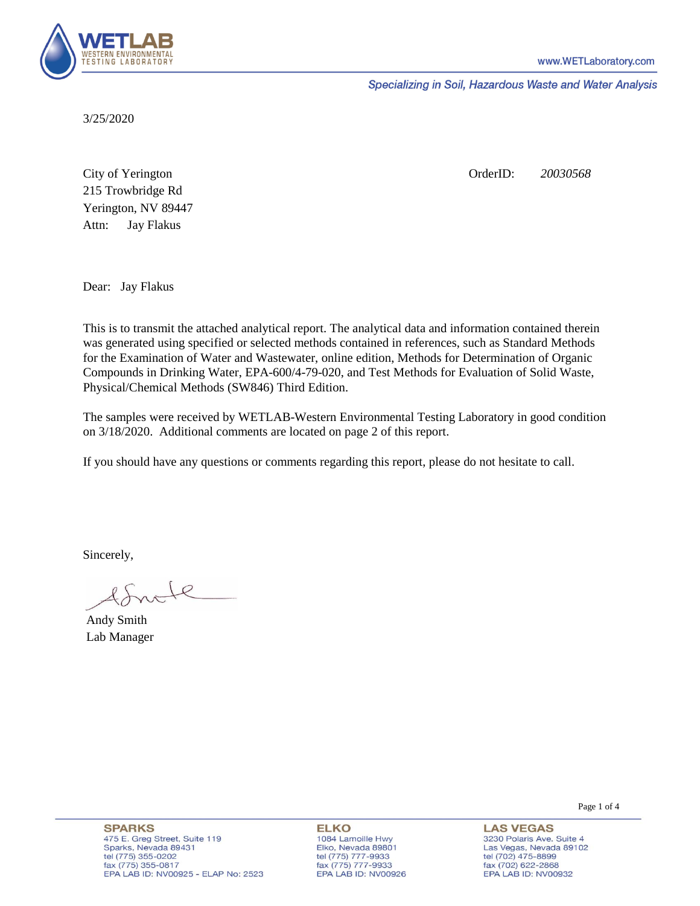**WETLAB**
WESTERN ENVIRONMENTAL TESTING LABORATORY

www.WETLaboratory.com

*Specializing in Soil, Hazardous Waste and Water Analysis*

3/25/2020

City of Yerington
215 Trowbridge Rd
Yerington, NV 89447
Attn: Jay Flakus

OrderID: *20030568*

Dear: Jay Flakus

This is to transmit the attached analytical report. The analytical data and information contained therein was generated using specified or selected methods contained in references, such as Standard Methods for the Examination of Water and Wastewater, online edition, Methods for Determination of Organic Compounds in Drinking Water, EPA-600/4-79-020, and Test Methods for Evaluation of Solid Waste, Physical/Chemical Methods (SW846) Third Edition.

The samples were received by WETLAB-Western Environmental Testing Laboratory in good condition on 3/18/2020. Additional comments are located on page 2 of this report.

If you should have any questions or comments regarding this report, please do not hesitate to call.

Sincerely,

Andy Smith
Lab Manager

**SPARKS**
475 E. Greg Street, Suite 119
Sparks, Nevada 89431
tel (775) 355-0202
fax (775) 355-0817
EPA LAB ID: NV00925 - ELAP No: 2523

**ELKO**
1084 Lamoille Hwy
Elko, Nevada 89801
tel (775) 777-9933
fax (775) 777-9933
EPA LAB ID: NV00926

**LAS VEGAS**
3230 Polaris Ave. Suite 4
Las Vegas, Nevada 89102
tel (702) 475-8899
fax (702) 622-2868
EPA LAB ID: NV00932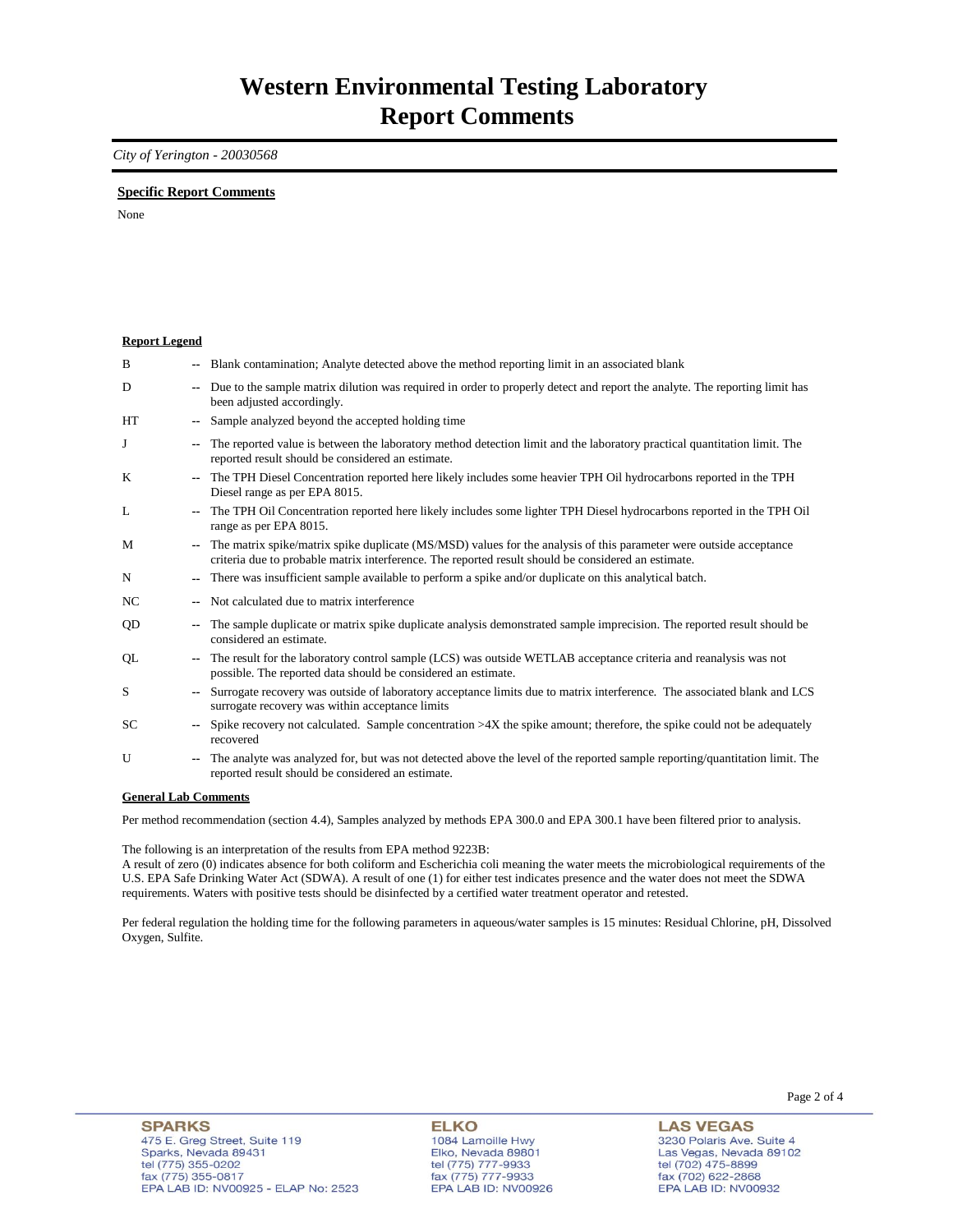# Western Environmental Testing Laboratory
# Report Comments

*City of Yerington - 20030568*

**Specific Report Comments**

None

**Report Legend**

| | | |
|---|---|---|
| B | -- | Blank contamination; Analyte detected above the method reporting limit in an associated blank |
| D | -- | Due to the sample matrix dilution was required in order to properly detect and report the analyte. The reporting limit has been adjusted accordingly. |
| HT | -- | Sample analyzed beyond the accepted holding time |
| J | -- | The reported value is between the laboratory method detection limit and the laboratory practical quantitation limit. The reported result should be considered an estimate. |
| K | -- | The TPH Diesel Concentration reported here likely includes some heavier TPH Oil hydrocarbons reported in the TPH Diesel range as per EPA 8015. |
| L | -- | The TPH Oil Concentration reported here likely includes some lighter TPH Diesel hydrocarbons reported in the TPH Oil range as per EPA 8015. |
| M | -- | The matrix spike/matrix spike duplicate (MS/MSD) values for the analysis of this parameter were outside acceptance criteria due to probable matrix interference. The reported result should be considered an estimate. |
| N | -- | There was insufficient sample available to perform a spike and/or duplicate on this analytical batch. |
| NC | -- | Not calculated due to matrix interference |
| QD | -- | The sample duplicate or matrix spike duplicate analysis demonstrated sample imprecision. The reported result should be considered an estimate. |
| QL | -- | The result for the laboratory control sample (LCS) was outside WETLAB acceptance criteria and reanalysis was not possible. The reported data should be considered an estimate. |
| S | -- | Surrogate recovery was outside of laboratory acceptance limits due to matrix interference. The associated blank and LCS surrogate recovery was within acceptance limits |
| SC | -- | Spike recovery not calculated. Sample concentration >4X the spike amount; therefore, the spike could not be adequately recovered |
| U | -- | The analyte was analyzed for, but was not detected above the level of the reported sample reporting/quantitation limit. The reported result should be considered an estimate. |

**General Lab Comments**

Per method recommendation (section 4.4), Samples analyzed by methods EPA 300.0 and EPA 300.1 have been filtered prior to analysis.

The following is an interpretation of the results from EPA method 9223B:
A result of zero (0) indicates absence for both coliform and Escherichia coli meaning the water meets the microbiological requirements of the U.S. EPA Safe Drinking Water Act (SDWA). A result of one (1) for either test indicates presence and the water does not meet the SDWA requirements. Waters with positive tests should be disinfected by a certified water treatment operator and retested.

Per federal regulation the holding time for the following parameters in aqueous/water samples is 15 minutes: Residual Chlorine, pH, Dissolved Oxygen, Sulfite.

**SPARKS**
475 E. Greg Street, Suite 119
Sparks, Nevada 89431
tel (775) 355-0202
fax (775) 355-0817
EPA LAB ID: NV00925 - ELAP No: 2523

**ELKO**
1084 Lamoille Hwy
Elko, Nevada 89801
tel (775) 777-9933
fax (775) 777-9933
EPA LAB ID: NV00926

**LAS VEGAS**
3230 Polaris Ave. Suite 4
Las Vegas, Nevada 89102
tel (702) 475-8899
fax (702) 622-2868
EPA LAB ID: NV00932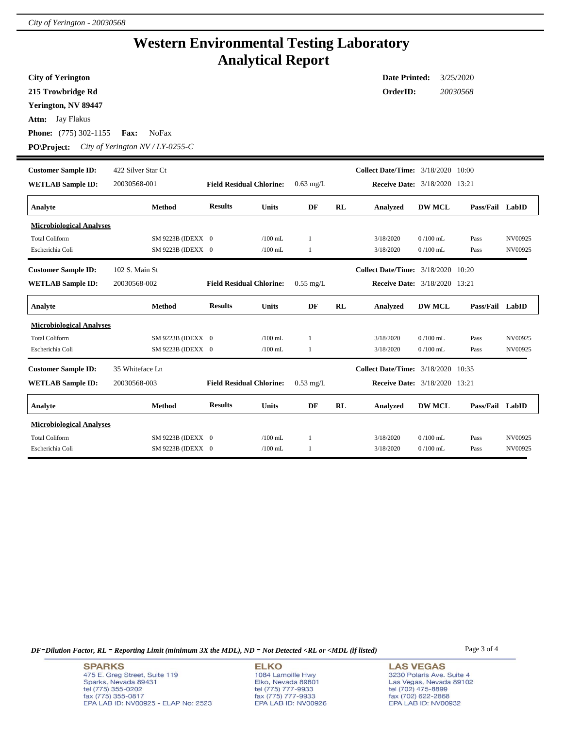# Western Environmental Testing Laboratory
# Analytical Report

**City of Yerington**
**215 Trowbridge Rd**
**Yerington, NV 89447**
**Attn:** Jay Flakus
**Phone:** (775) 302-1155 **Fax:** NoFax
**PO\Project:** *City of Yerington NV / LY-0255-C*

**Date Printed:** 3/25/2020
**OrderID:** *20030568*

---

**Customer Sample ID:** 422 Silver Star Ct
**WETLAB Sample ID:** 20030568-001
**Field Residual Chlorine:** 0.63 mg/L
**Collect Date/Time:** 3/18/2020 10:00
**Receive Date:** 3/18/2020 13:21

| Analyte | Method | Results | Units | DF | RL | Analyzed | DW MCL | Pass/Fail | LabID |
|---|---|---|---|---|---|---|---|---|---|
| **Microbiological Analyses** | | | | | | | | | |
| Total Coliform | SM 9223B (IDEXX | 0 | /100 mL | 1 | | 3/18/2020 | 0 /100 mL | Pass | NV00925 |
| Escherichia Coli | SM 9223B (IDEXX | 0 | /100 mL | 1 | | 3/18/2020 | 0 /100 mL | Pass | NV00925 |

**Customer Sample ID:** 102 S. Main St
**WETLAB Sample ID:** 20030568-002
**Field Residual Chlorine:** 0.55 mg/L
**Collect Date/Time:** 3/18/2020 10:20
**Receive Date:** 3/18/2020 13:21

| Analyte | Method | Results | Units | DF | RL | Analyzed | DW MCL | Pass/Fail | LabID |
|---|---|---|---|---|---|---|---|---|---|
| **Microbiological Analyses** | | | | | | | | | |
| Total Coliform | SM 9223B (IDEXX | 0 | /100 mL | 1 | | 3/18/2020 | 0 /100 mL | Pass | NV00925 |
| Escherichia Coli | SM 9223B (IDEXX | 0 | /100 mL | 1 | | 3/18/2020 | 0 /100 mL | Pass | NV00925 |

**Customer Sample ID:** 35 Whiteface Ln
**WETLAB Sample ID:** 20030568-003
**Field Residual Chlorine:** 0.53 mg/L
**Collect Date/Time:** 3/18/2020 10:35
**Receive Date:** 3/18/2020 13:21

| Analyte | Method | Results | Units | DF | RL | Analyzed | DW MCL | Pass/Fail | LabID |
|---|---|---|---|---|---|---|---|---|---|
| **Microbiological Analyses** | | | | | | | | | |
| Total Coliform | SM 9223B (IDEXX | 0 | /100 mL | 1 | | 3/18/2020 | 0 /100 mL | Pass | NV00925 |
| Escherichia Coli | SM 9223B (IDEXX | 0 | /100 mL | 1 | | 3/18/2020 | 0 /100 mL | Pass | NV00925 |

*DF=Dilution Factor, RL = Reporting Limit (minimum 3X the MDL), ND = Not Detected <RL or <MDL (if listed)*

**SPARKS**
475 E. Greg Street, Suite 119
Sparks, Nevada 89431
tel (775) 355-0202
fax (775) 355-0817
EPA LAB ID: NV00925 - ELAP No: 2523

**ELKO**
1084 Lamoille Hwy
Elko, Nevada 89801
tel (775) 777-9933
fax (775) 777-9933
EPA LAB ID: NV00926

**LAS VEGAS**
3230 Polaris Ave. Suite 4
Las Vegas, Nevada 89102
tel (702) 475-8899
fax (702) 622-2868
EPA LAB ID: NV00932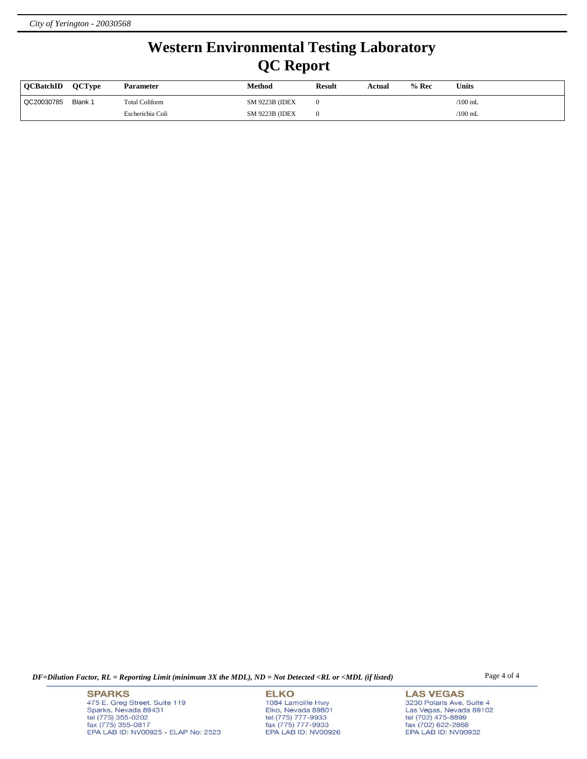# Western Environmental Testing Laboratory

# QC Report

| QCBatchID | QCType | Parameter | Method | Result | Actual | % Rec | Units |
|---|---|---|---|---|---|---|---|
| QC20030785 | Blank 1 | Total Coliform | SM 9223B (IDEX | 0 | | | /100 mL |
| | | Escherichia Coli | SM 9223B (IDEX | 0 | | | /100 mL |

*DF=Dilution Factor, RL = Reporting Limit (minimum 3X the MDL), ND = Not Detected <RL or <MDL (if listed)*

**SPARKS**
475 E. Greg Street, Suite 119
Sparks, Nevada 89431
tel (775) 355-0202
fax (775) 355-0817
EPA LAB ID: NV00925 - ELAP No: 2523

**ELKO**
1084 Lamoille Hwy
Elko, Nevada 89801
tel (775) 777-9933
fax (775) 777-9933
EPA LAB ID: NV00926

**LAS VEGAS**
3230 Polaris Ave. Suite 4
Las Vegas, Nevada 89102
tel (702) 475-8899
fax (702) 622-2868
EPA LAB ID: NV00932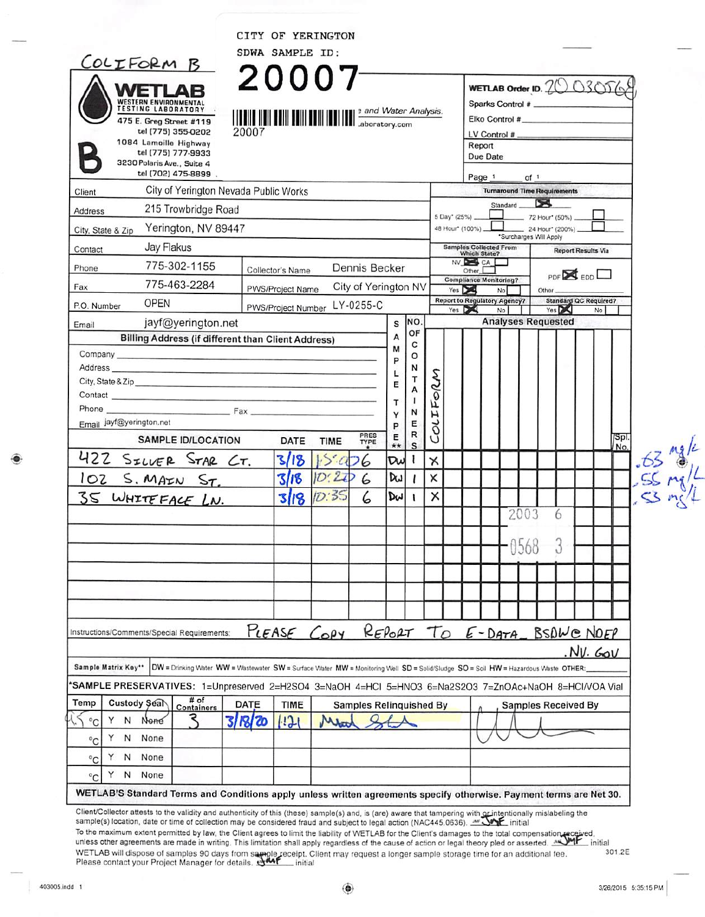COLIFORM B

CITY OF YERINGTON
SDWA SAMPLE ID:

# 20007

20007

**WETLAB**
WESTERN ENVIRONMENTAL TESTING LABORATORY
475 E. Greg Street #119
tel (775) 355-0202
1084 Lamoille Highway
tel (775) 777-9933
3230 Polaris Ave., Suite 4
tel (702) 475-8899

B

...e and Water Analysis.
...aboratory.com

**WETLAB Order ID.** 2003056
Sparks Control # ____
Elko Control # ____
LV Control # ____
Report Due Date ____
Page 1 of 1

| | |
|---|---|
| Client | City of Yerington Nevada Public Works |
| Address | 215 Trowbridge Road |
| City, State & Zip | Yerington, NV 89447 |
| Contact | Jay Flakus |
| Phone | 775-302-1155 |
| Fax | 775-463-2284 |
| P.O. Number | OPEN |
| Email | jayf@yerington.net |

| | |
|---|---|
| Collector's Name | Dennis Becker |
| PWS/Project Name | City of Yerington NV |
| PWS/Project Number | LY-0255-C |

**Turnaround Time Requirements**
Standard [X]
5 Day* (25%) [ ] 72 Hour* (50%) [ ]
48 Hour* (100%) [ ] 24 Hour* (200%) [ ]
*Surcharges Will Apply

**Samples Collected From Which State?** NV [X] CA [ ] Other ____
**Report Results Via** PDF [X] EDD [ ] Other ____
**Compliance Monitoring?** Yes [X] No [ ]
**Report to Regulatory Agency?** Yes [X] No [ ]
**Standard QC Required?** Yes [X] No [ ]

**Billing Address (if different than Client Address)**
Company ____
Address ____
City, State & Zip ____
Contact ____
Phone ____ Fax ____
Email jayf@yerington.net

**Analyses Requested**

| SAMPLE ID/LOCATION | DATE | TIME | PRES TYPE* | SAMPLE TYPE** | NO. OF CONTAINERS | COLIFORM | Spl. No. | |
|---|---|---|---|---|---|---|---|---|
| 422 SILVER STAR CT. | 3/18 | 15:00 | 6 | DW | 1 | X | | .63 mg/L |
| 102 S. MAIN ST. | 3/18 | 10:20 | 6 | DW | 1 | X | | .55 mg/L |
| 35 WHITEFACE LN. | 3/18 | 10:35 | 6 | DW | 1 | X | | .53 mg/L |

2003 6
0568 3

Instructions/Comments/Special Requirements: PLEASE COPY REPORT TO E-DATA_BSDW@NDEP.NV.GOV

**Sample Matrix Key**** DW = Drinking Water WW = Wastewater SW = Surface Water MW = Monitoring Well SD = Solid/Sludge SO = Soil HW = Hazardous Waste OTHER:

***SAMPLE PRESERVATIVES:** 1=Unpreserved 2=H2SO4 3=NaOH 4=HCl 5=HNO3 6=Na2S2O3 7=ZnOAc+NaOH 8=HCl/VOA Vial

| Temp | Custody Seal | # of Containers | DATE | TIME | Samples Relinquished By | Samples Received By |
|---|---|---|---|---|---|---|
| 4.5 °C | Y N None | 3 | 3/18/20 | 1:21 | [signature] | [signature] |
| °C | Y N None | | | | | |
| °C | Y N None | | | | | |
| °C | Y N None | | | | | |

**WETLAB'S Standard Terms and Conditions apply unless written agreements specify otherwise. Payment terms are Net 30.**

Client/Collector attests to the validity and authenticity of this (these) sample(s) and, is (are) aware that tampering with or intentionally mislabeling the sample(s) location, date or time of collection may be considered fraud and subject to legal action (NAC445.0636). JMF initial

To the maximum extent permitted by law, the Client agrees to limit the liability of WETLAB for the Client's damages to the total compensation received, unless other agreements are made in writing. This limitation shall apply regardless of the cause of action or legal theory pled or asserted. JMF initial

WETLAB will dispose of samples 90 days from sample receipt. Client may request a longer sample storage time for an additional fee. Please contact your Project Manager for details. JMF initial

301.2E